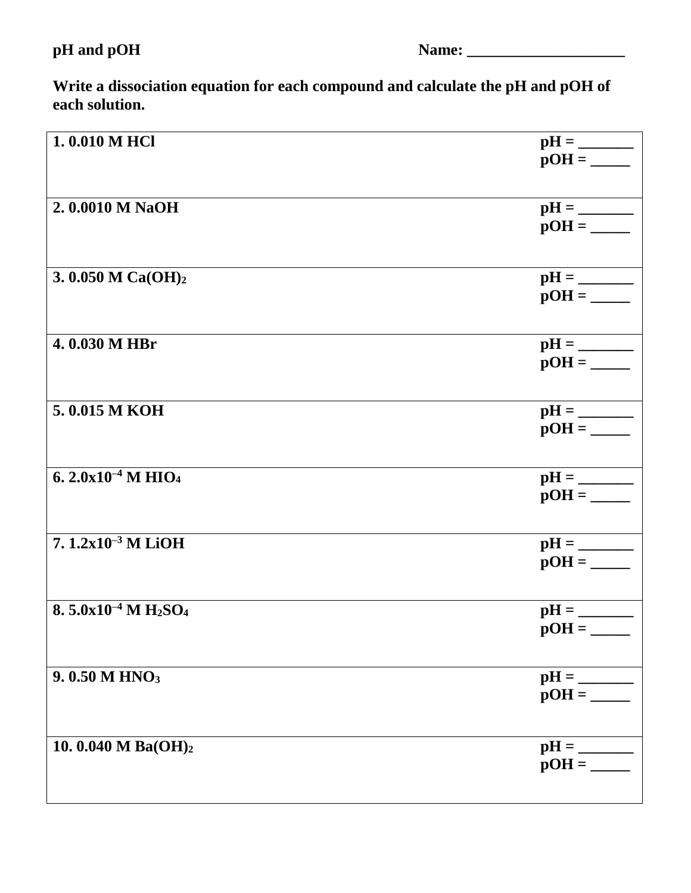**pH and pOH** **Name: ____________________**

**Write a dissociation equation for each compound and calculate the pH and pOH of each solution.**

| | |
|---|---|
| **1. 0.010 M HCl** | **pH = _______**<br>**pOH = _____** |
| **2. 0.0010 M NaOH** | **pH = _______**<br>**pOH = _____** |
| **3. 0.050 M $Ca(OH)_2$** | **pH = _______**<br>**pOH = _____** |
| **4. 0.030 M HBr** | **pH = _______**<br>**pOH = _____** |
| **5. 0.015 M KOH** | **pH = _______**<br>**pOH = _____** |
| **6. $2.0 \times 10^{-4}$ M $HIO_4$** | **pH = _______**<br>**pOH = _____** |
| **7. $1.2 \times 10^{-3}$ M LiOH** | **pH = _______**<br>**pOH = _____** |
| **8. $5.0 \times 10^{-4}$ M $H_2SO_4$** | **pH = _______**<br>**pOH = _____** |
| **9. 0.50 M $HNO_3$** | **pH = _______**<br>**pOH = _____** |
| **10. 0.040 M $Ba(OH)_2$** | **pH = _______**<br>**pOH = _____** |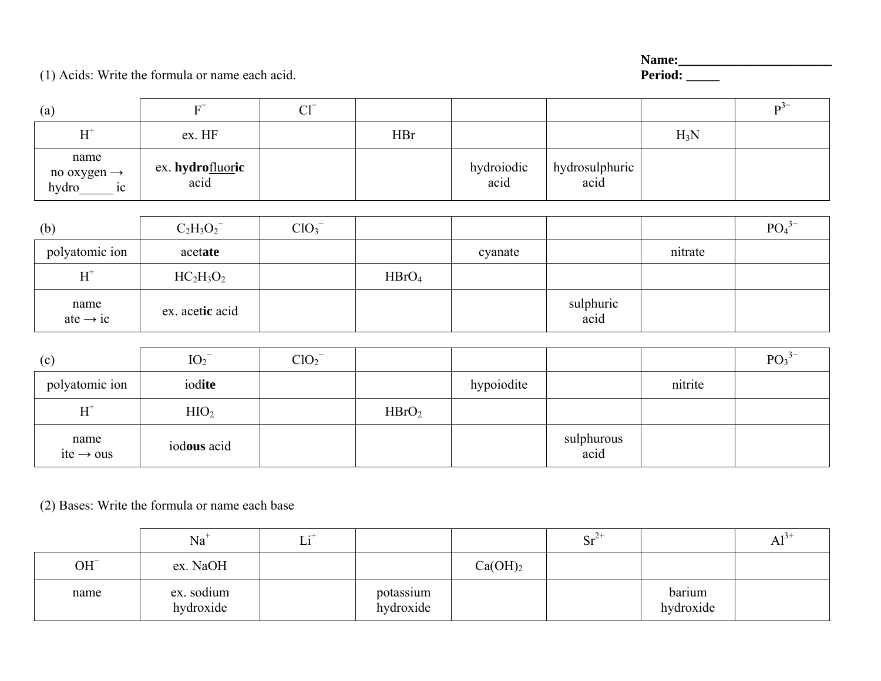Name:________________________
Period: _____

(1) Acids: Write the formula or name each acid.

| (a) | $F^-$ | $Cl^-$ | | | | | $P^{3-}$ |
|---|---|---|---|---|---|---|---|
| $H^+$ | ex. HF | | HBr | | | $H_3N$ | |
| name no oxygen → hydro_____ ic | ex. **hydro**fluor**ic** acid | | | hydroiodic acid | hydrosulphuric acid | | |

| (b) | $C_2H_3O_2^-$ | $ClO_3^-$ | | | | | $PO_4^{3-}$ |
|---|---|---|---|---|---|---|---|
| polyatomic ion | acet**ate** | | | cyanate | | nitrate | |
| $H^+$ | $HC_2H_3O_2$ | | $HBrO_4$ | | | | |
| name ate → ic | ex. acet**ic** acid | | | | sulphuric acid | | |

| (c) | $IO_2^-$ | $ClO_2^-$ | | | | | $PO_3^{3-}$ |
|---|---|---|---|---|---|---|---|
| polyatomic ion | iod**ite** | | | hypoiodite | | nitrite | |
| $H^+$ | $HIO_2$ | | $HBrO_2$ | | | | |
| name ite → ous | iod**ous** acid | | | | sulphurous acid | | |

(2) Bases: Write the formula or name each base

| | $Na^+$ | $Li^+$ | | | $Sr^{2+}$ | | $Al^{3+}$ |
|---|---|---|---|---|---|---|---|
| $OH^-$ | ex. NaOH | | | $Ca(OH)_2$ | | | |
| name | ex. sodium hydroxide | | potassium hydroxide | | | barium hydroxide | |